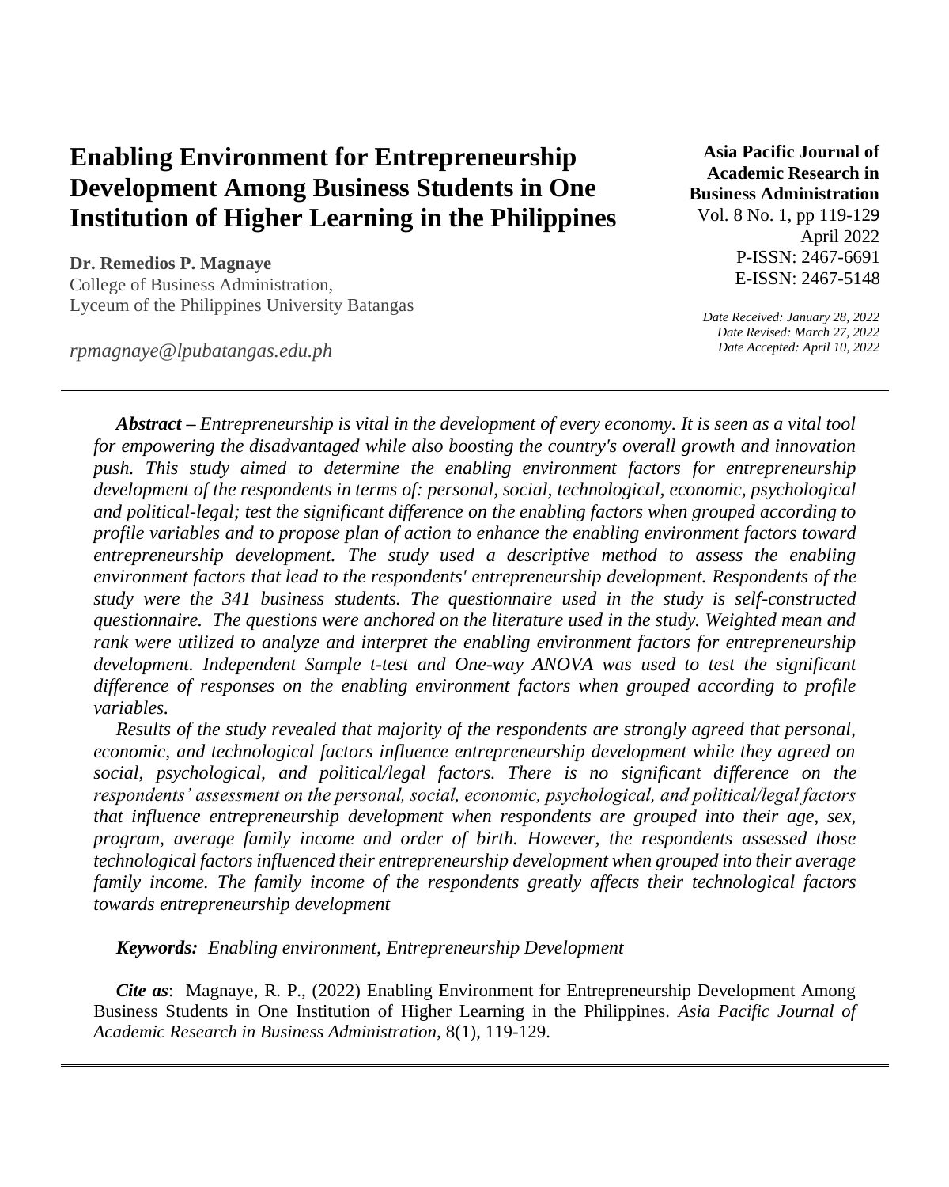# Enabling Environment for Entrepreneurship Development Among Business Students in One Institution of Higher Learning in the Philippines

**Asia Pacific Journal of Academic Research in Business Administration**
Vol. 8 No. 1, pp 119-129
April 2022
P-ISSN: 2467-6691
E-ISSN: 2467-5148

*Date Received: January 28, 2022*
*Date Revised: March 27, 2022*
*Date Accepted: April 10, 2022*

**Dr. Remedios P. Magnaye**
College of Business Administration,
Lyceum of the Philippines University Batangas

*rpmagnaye@lpubatangas.edu.ph*

---

***Abstract –*** *Entrepreneurship is vital in the development of every economy. It is seen as a vital tool for empowering the disadvantaged while also boosting the country's overall growth and innovation push. This study aimed to determine the enabling environment factors for entrepreneurship development of the respondents in terms of: personal, social, technological, economic, psychological and political-legal; test the significant difference on the enabling factors when grouped according to profile variables and to propose plan of action to enhance the enabling environment factors toward entrepreneurship development. The study used a descriptive method to assess the enabling environment factors that lead to the respondents' entrepreneurship development. Respondents of the study were the 341 business students. The questionnaire used in the study is self-constructed questionnaire. The questions were anchored on the literature used in the study. Weighted mean and rank were utilized to analyze and interpret the enabling environment factors for entrepreneurship development. Independent Sample t-test and One-way ANOVA was used to test the significant difference of responses on the enabling environment factors when grouped according to profile variables.*

*Results of the study revealed that majority of the respondents are strongly agreed that personal, economic, and technological factors influence entrepreneurship development while they agreed on social, psychological, and political/legal factors. There is no significant difference on the respondents' assessment on the personal, social, economic, psychological, and political/legal factors that influence entrepreneurship development when respondents are grouped into their age, sex, program, average family income and order of birth. However, the respondents assessed those technological factors influenced their entrepreneurship development when grouped into their average family income. The family income of the respondents greatly affects their technological factors towards entrepreneurship development*

***Keywords:*** *Enabling environment, Entrepreneurship Development*

***Cite as***: Magnaye, R. P., (2022) Enabling Environment for Entrepreneurship Development Among Business Students in One Institution of Higher Learning in the Philippines. *Asia Pacific Journal of Academic Research in Business Administration*, 8(1), 119-129.

---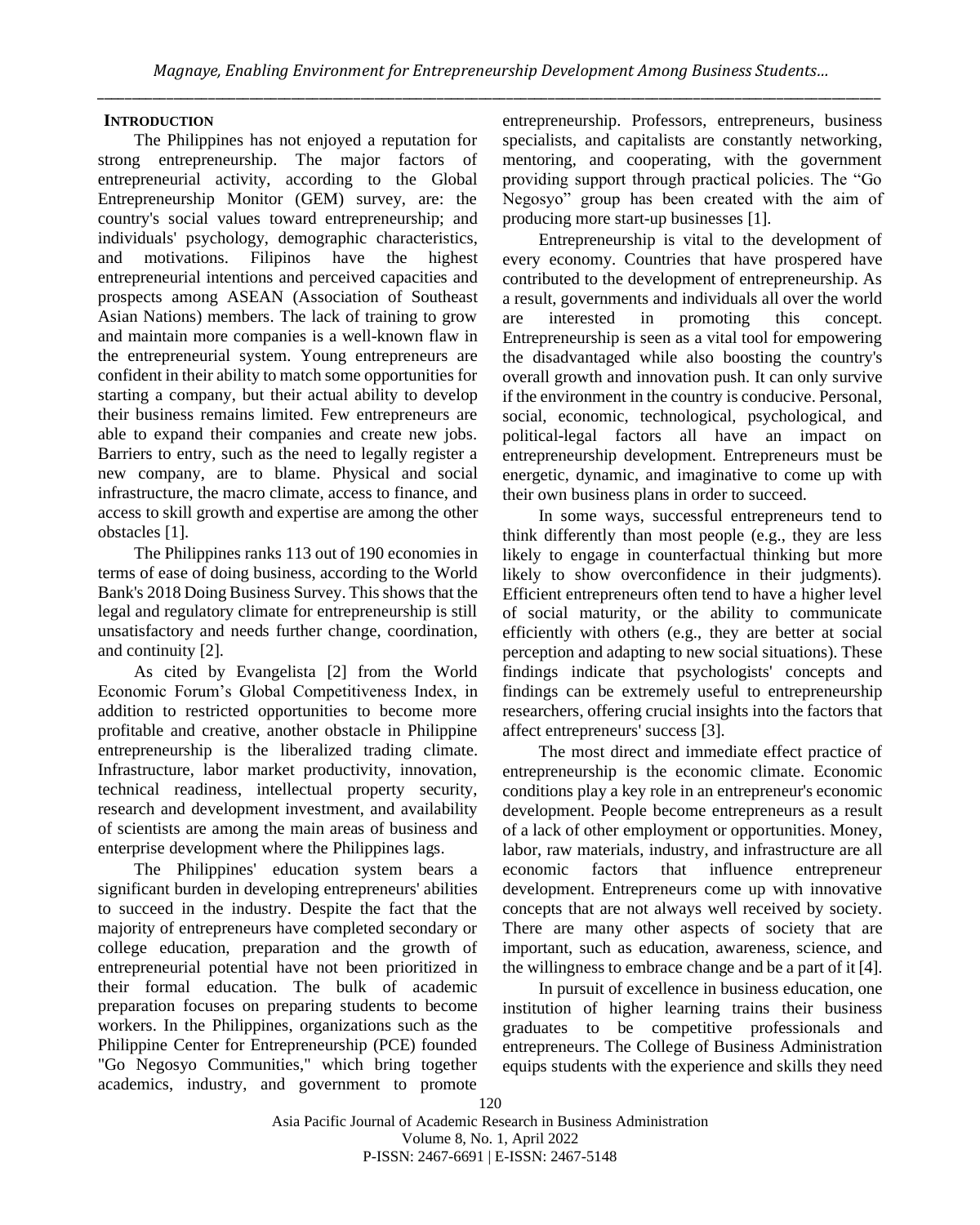## INTRODUCTION

The Philippines has not enjoyed a reputation for strong entrepreneurship. The major factors of entrepreneurial activity, according to the Global Entrepreneurship Monitor (GEM) survey, are: the country's social values toward entrepreneurship; and individuals' psychology, demographic characteristics, and motivations. Filipinos have the highest entrepreneurial intentions and perceived capacities and prospects among ASEAN (Association of Southeast Asian Nations) members. The lack of training to grow and maintain more companies is a well-known flaw in the entrepreneurial system. Young entrepreneurs are confident in their ability to match some opportunities for starting a company, but their actual ability to develop their business remains limited. Few entrepreneurs are able to expand their companies and create new jobs. Barriers to entry, such as the need to legally register a new company, are to blame. Physical and social infrastructure, the macro climate, access to finance, and access to skill growth and expertise are among the other obstacles [1].

The Philippines ranks 113 out of 190 economies in terms of ease of doing business, according to the World Bank's 2018 Doing Business Survey. This shows that the legal and regulatory climate for entrepreneurship is still unsatisfactory and needs further change, coordination, and continuity [2].

As cited by Evangelista [2] from the World Economic Forum's Global Competitiveness Index, in addition to restricted opportunities to become more profitable and creative, another obstacle in Philippine entrepreneurship is the liberalized trading climate. Infrastructure, labor market productivity, innovation, technical readiness, intellectual property security, research and development investment, and availability of scientists are among the main areas of business and enterprise development where the Philippines lags.

The Philippines' education system bears a significant burden in developing entrepreneurs' abilities to succeed in the industry. Despite the fact that the majority of entrepreneurs have completed secondary or college education, preparation and the growth of entrepreneurial potential have not been prioritized in their formal education. The bulk of academic preparation focuses on preparing students to become workers. In the Philippines, organizations such as the Philippine Center for Entrepreneurship (PCE) founded "Go Negosyo Communities," which bring together academics, industry, and government to promote entrepreneurship. Professors, entrepreneurs, business specialists, and capitalists are constantly networking, mentoring, and cooperating, with the government providing support through practical policies. The "Go Negosyo" group has been created with the aim of producing more start-up businesses [1].

Entrepreneurship is vital to the development of every economy. Countries that have prospered have contributed to the development of entrepreneurship. As a result, governments and individuals all over the world are interested in promoting this concept. Entrepreneurship is seen as a vital tool for empowering the disadvantaged while also boosting the country's overall growth and innovation push. It can only survive if the environment in the country is conducive. Personal, social, economic, technological, psychological, and political-legal factors all have an impact on entrepreneurship development. Entrepreneurs must be energetic, dynamic, and imaginative to come up with their own business plans in order to succeed.

In some ways, successful entrepreneurs tend to think differently than most people (e.g., they are less likely to engage in counterfactual thinking but more likely to show overconfidence in their judgments). Efficient entrepreneurs often tend to have a higher level of social maturity, or the ability to communicate efficiently with others (e.g., they are better at social perception and adapting to new social situations). These findings indicate that psychologists' concepts and findings can be extremely useful to entrepreneurship researchers, offering crucial insights into the factors that affect entrepreneurs' success [3].

The most direct and immediate effect practice of entrepreneurship is the economic climate. Economic conditions play a key role in an entrepreneur's economic development. People become entrepreneurs as a result of a lack of other employment or opportunities. Money, labor, raw materials, industry, and infrastructure are all economic factors that influence entrepreneur development. Entrepreneurs come up with innovative concepts that are not always well received by society. There are many other aspects of society that are important, such as education, awareness, science, and the willingness to embrace change and be a part of it [4].

In pursuit of excellence in business education, one institution of higher learning trains their business graduates to be competitive professionals and entrepreneurs. The College of Business Administration equips students with the experience and skills they need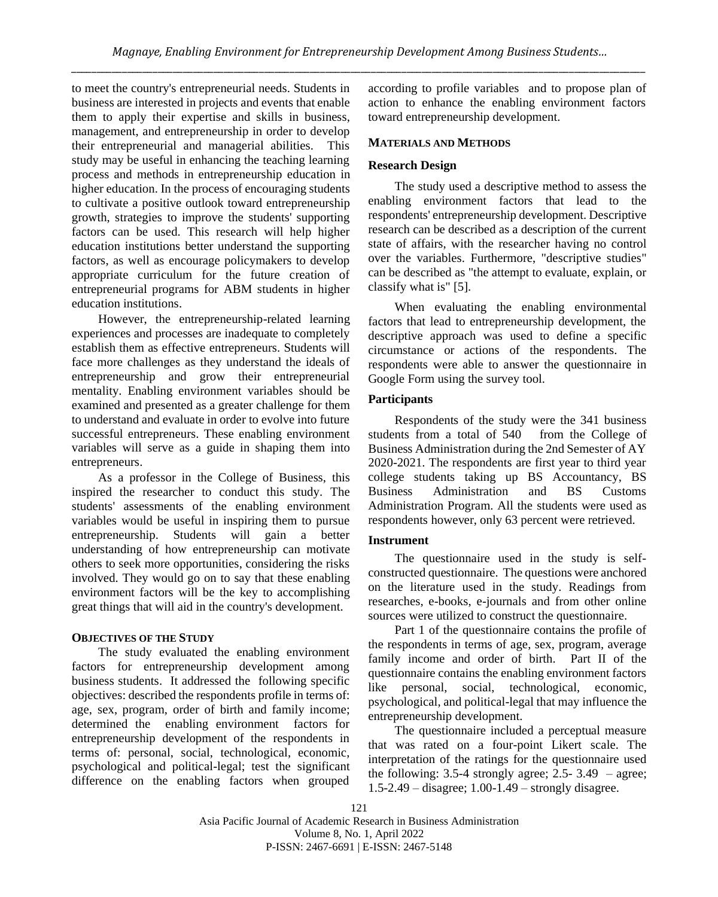to meet the country's entrepreneurial needs. Students in business are interested in projects and events that enable them to apply their expertise and skills in business, management, and entrepreneurship in order to develop their entrepreneurial and managerial abilities. This study may be useful in enhancing the teaching learning process and methods in entrepreneurship education in higher education. In the process of encouraging students to cultivate a positive outlook toward entrepreneurship growth, strategies to improve the students' supporting factors can be used. This research will help higher education institutions better understand the supporting factors, as well as encourage policymakers to develop appropriate curriculum for the future creation of entrepreneurial programs for ABM students in higher education institutions.

However, the entrepreneurship-related learning experiences and processes are inadequate to completely establish them as effective entrepreneurs. Students will face more challenges as they understand the ideals of entrepreneurship and grow their entrepreneurial mentality. Enabling environment variables should be examined and presented as a greater challenge for them to understand and evaluate in order to evolve into future successful entrepreneurs. These enabling environment variables will serve as a guide in shaping them into entrepreneurs.

As a professor in the College of Business, this inspired the researcher to conduct this study. The students' assessments of the enabling environment variables would be useful in inspiring them to pursue entrepreneurship. Students will gain a better understanding of how entrepreneurship can motivate others to seek more opportunities, considering the risks involved. They would go on to say that these enabling environment factors will be the key to accomplishing great things that will aid in the country's development.

## OBJECTIVES OF THE STUDY

The study evaluated the enabling environment factors for entrepreneurship development among business students. It addressed the following specific objectives: described the respondents profile in terms of: age, sex, program, order of birth and family income; determined the enabling environment factors for entrepreneurship development of the respondents in terms of: personal, social, technological, economic, psychological and political-legal; test the significant difference on the enabling factors when grouped according to profile variables and to propose plan of action to enhance the enabling environment factors toward entrepreneurship development.

## MATERIALS AND METHODS

### Research Design

The study used a descriptive method to assess the enabling environment factors that lead to the respondents' entrepreneurship development. Descriptive research can be described as a description of the current state of affairs, with the researcher having no control over the variables. Furthermore, "descriptive studies" can be described as "the attempt to evaluate, explain, or classify what is" [5].

When evaluating the enabling environmental factors that lead to entrepreneurship development, the descriptive approach was used to define a specific circumstance or actions of the respondents. The respondents were able to answer the questionnaire in Google Form using the survey tool.

### Participants

Respondents of the study were the 341 business students from a total of 540 from the College of Business Administration during the 2nd Semester of AY 2020-2021. The respondents are first year to third year college students taking up BS Accountancy, BS Business Administration and BS Customs Administration Program. All the students were used as respondents however, only 63 percent were retrieved.

### Instrument

The questionnaire used in the study is self-constructed questionnaire. The questions were anchored on the literature used in the study. Readings from researches, e-books, e-journals and from other online sources were utilized to construct the questionnaire.

Part 1 of the questionnaire contains the profile of the respondents in terms of age, sex, program, average family income and order of birth. Part II of the questionnaire contains the enabling environment factors like personal, social, technological, economic, psychological, and political-legal that may influence the entrepreneurship development.

The questionnaire included a perceptual measure that was rated on a four-point Likert scale. The interpretation of the ratings for the questionnaire used the following: 3.5-4 strongly agree; 2.5- 3.49 – agree; 1.5-2.49 – disagree; 1.00-1.49 – strongly disagree.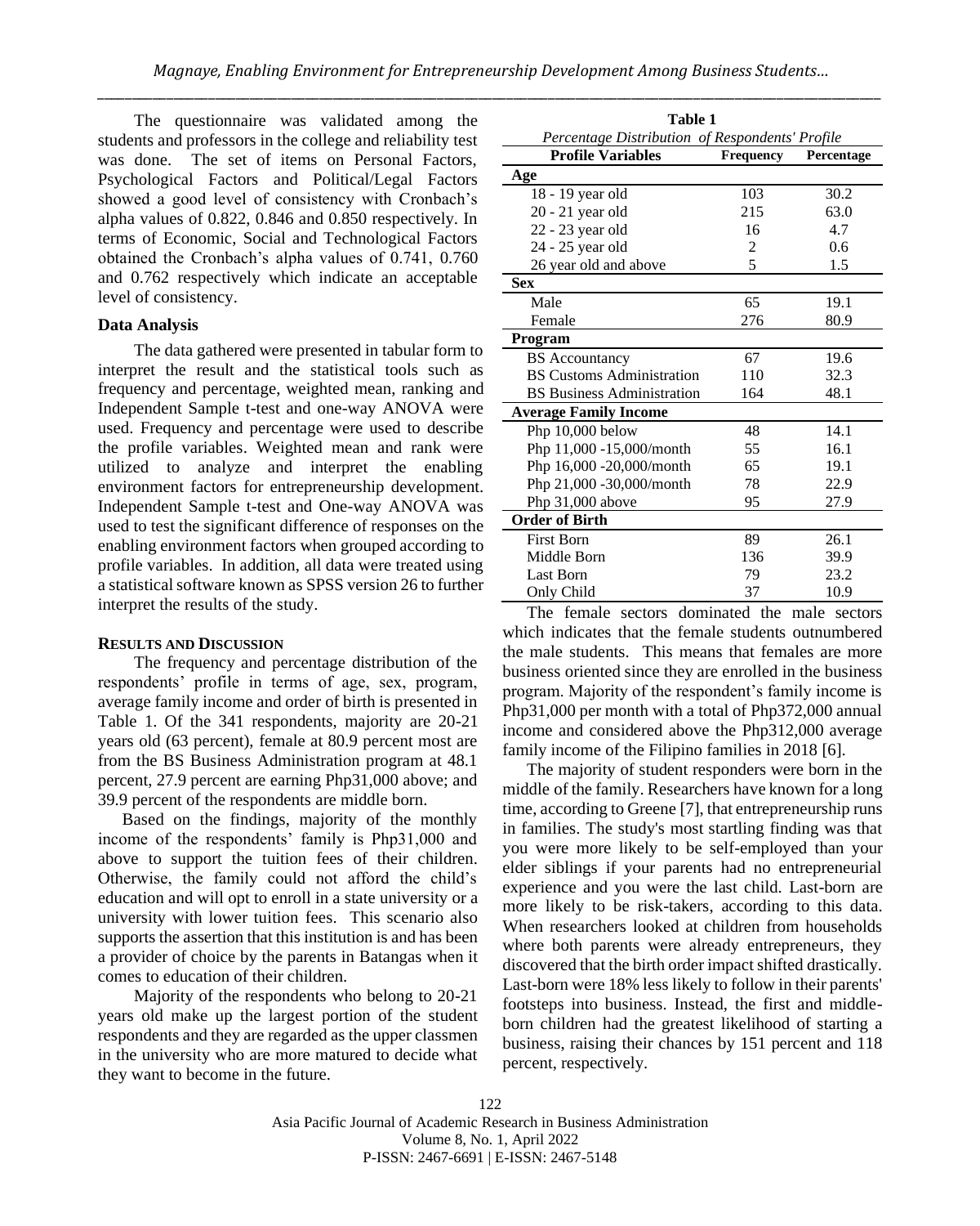The questionnaire was validated among the students and professors in the college and reliability test was done. The set of items on Personal Factors, Psychological Factors and Political/Legal Factors showed a good level of consistency with Cronbach's alpha values of 0.822, 0.846 and 0.850 respectively. In terms of Economic, Social and Technological Factors obtained the Cronbach's alpha values of 0.741, 0.760 and 0.762 respectively which indicate an acceptable level of consistency.

### Data Analysis

The data gathered were presented in tabular form to interpret the result and the statistical tools such as frequency and percentage, weighted mean, ranking and Independent Sample t-test and one-way ANOVA were used. Frequency and percentage were used to describe the profile variables. Weighted mean and rank were utilized to analyze and interpret the enabling environment factors for entrepreneurship development. Independent Sample t-test and One-way ANOVA was used to test the significant difference of responses on the enabling environment factors when grouped according to profile variables. In addition, all data were treated using a statistical software known as SPSS version 26 to further interpret the results of the study.

## RESULTS AND DISCUSSION

The frequency and percentage distribution of the respondents' profile in terms of age, sex, program, average family income and order of birth is presented in Table 1. Of the 341 respondents, majority are 20-21 years old (63 percent), female at 80.9 percent most are from the BS Business Administration program at 48.1 percent, 27.9 percent are earning Php31,000 above; and 39.9 percent of the respondents are middle born.

Based on the findings, majority of the monthly income of the respondents' family is Php31,000 and above to support the tuition fees of their children. Otherwise, the family could not afford the child's education and will opt to enroll in a state university or a university with lower tuition fees. This scenario also supports the assertion that this institution is and has been a provider of choice by the parents in Batangas when it comes to education of their children.

Majority of the respondents who belong to 20-21 years old make up the largest portion of the student respondents and they are regarded as the upper classmen in the university who are more matured to decide what they want to become in the future.

**Table 1**

*Percentage Distribution of Respondents' Profile*

| Profile Variables | Frequency | Percentage |
|---|---|---|
| **Age** | | |
| 18 - 19 year old | 103 | 30.2 |
| 20 - 21 year old | 215 | 63.0 |
| 22 - 23 year old | 16 | 4.7 |
| 24 - 25 year old | 2 | 0.6 |
| 26 year old and above | 5 | 1.5 |
| **Sex** | | |
| Male | 65 | 19.1 |
| Female | 276 | 80.9 |
| **Program** | | |
| BS Accountancy | 67 | 19.6 |
| BS Customs Administration | 110 | 32.3 |
| BS Business Administration | 164 | 48.1 |
| **Average Family Income** | | |
| Php 10,000 below | 48 | 14.1 |
| Php 11,000 -15,000/month | 55 | 16.1 |
| Php 16,000 -20,000/month | 65 | 19.1 |
| Php 21,000 -30,000/month | 78 | 22.9 |
| Php 31,000 above | 95 | 27.9 |
| **Order of Birth** | | |
| First Born | 89 | 26.1 |
| Middle Born | 136 | 39.9 |
| Last Born | 79 | 23.2 |
| Only Child | 37 | 10.9 |

The female sectors dominated the male sectors which indicates that the female students outnumbered the male students. This means that females are more business oriented since they are enrolled in the business program. Majority of the respondent's family income is Php31,000 per month with a total of Php372,000 annual income and considered above the Php312,000 average family income of the Filipino families in 2018 [6].

The majority of student responders were born in the middle of the family. Researchers have known for a long time, according to Greene [7], that entrepreneurship runs in families. The study's most startling finding was that you were more likely to be self-employed than your elder siblings if your parents had no entrepreneurial experience and you were the last child. Last-born are more likely to be risk-takers, according to this data. When researchers looked at children from households where both parents were already entrepreneurs, they discovered that the birth order impact shifted drastically. Last-born were 18% less likely to follow in their parents' footsteps into business. Instead, the first and middle-born children had the greatest likelihood of starting a business, raising their chances by 151 percent and 118 percent, respectively.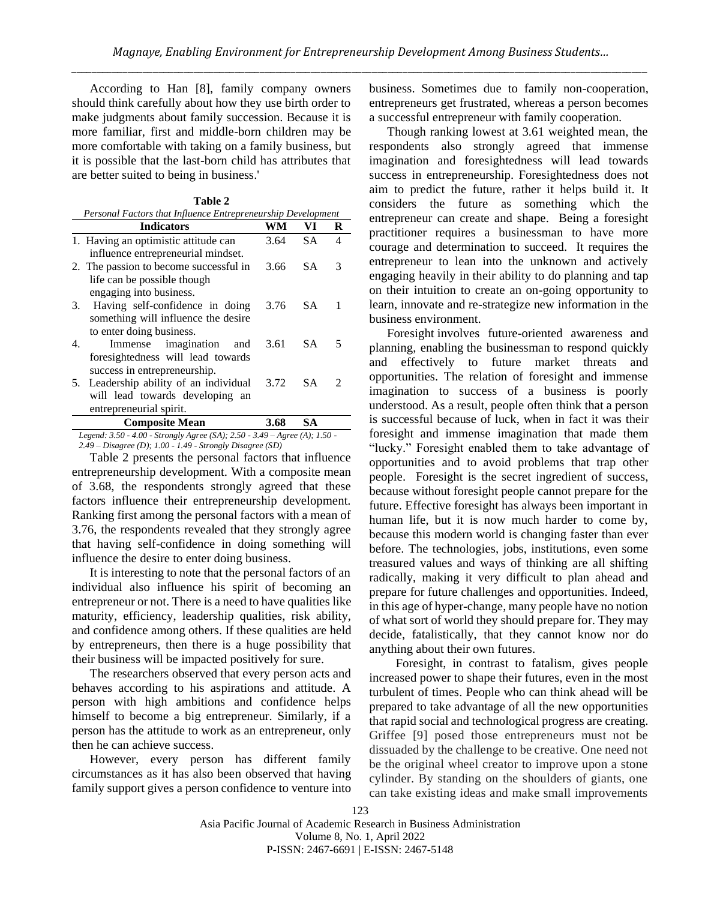According to Han [8], family company owners should think carefully about how they use birth order to make judgments about family succession. Because it is more familiar, first and middle-born children may be more comfortable with taking on a family business, but it is possible that the last-born child has attributes that are better suited to being in business.'

**Table 2**

*Personal Factors that Influence Entrepreneurship Development*

| Indicators | WM | VI | R |
|---|---|---|---|
| 1. Having an optimistic attitude can influence entrepreneurial mindset. | 3.64 | SA | 4 |
| 2. The passion to become successful in life can be possible though engaging into business. | 3.66 | SA | 3 |
| 3. Having self-confidence in doing something will influence the desire to enter doing business. | 3.76 | SA | 1 |
| 4. Immense imagination and foresightedness will lead towards success in entrepreneurship. | 3.61 | SA | 5 |
| 5. Leadership ability of an individual will lead towards developing an entrepreneurial spirit. | 3.72 | SA | 2 |
| **Composite Mean** | **3.68** | **SA** | |

*Legend: 3.50 - 4.00 - Strongly Agree (SA); 2.50 - 3.49 – Agree (A); 1.50 - 2.49 – Disagree (D); 1.00 - 1.49 - Strongly Disagree (SD)*

Table 2 presents the personal factors that influence entrepreneurship development. With a composite mean of 3.68, the respondents strongly agreed that these factors influence their entrepreneurship development. Ranking first among the personal factors with a mean of 3.76, the respondents revealed that they strongly agree that having self-confidence in doing something will influence the desire to enter doing business.

It is interesting to note that the personal factors of an individual also influence his spirit of becoming an entrepreneur or not. There is a need to have qualities like maturity, efficiency, leadership qualities, risk ability, and confidence among others. If these qualities are held by entrepreneurs, then there is a huge possibility that their business will be impacted positively for sure.

The researchers observed that every person acts and behaves according to his aspirations and attitude. A person with high ambitions and confidence helps himself to become a big entrepreneur. Similarly, if a person has the attitude to work as an entrepreneur, only then he can achieve success.

However, every person has different family circumstances as it has also been observed that having family support gives a person confidence to venture into business. Sometimes due to family non-cooperation, entrepreneurs get frustrated, whereas a person becomes a successful entrepreneur with family cooperation.

Though ranking lowest at 3.61 weighted mean, the respondents also strongly agreed that immense imagination and foresightedness will lead towards success in entrepreneurship. Foresightedness does not aim to predict the future, rather it helps build it. It considers the future as something which the entrepreneur can create and shape. Being a foresight practitioner requires a businessman to have more courage and determination to succeed. It requires the entrepreneur to lean into the unknown and actively engaging heavily in their ability to do planning and tap on their intuition to create an on-going opportunity to learn, innovate and re-strategize new information in the business environment.

Foresight involves future-oriented awareness and planning, enabling the businessman to respond quickly and effectively to future market threats and opportunities. The relation of foresight and immense imagination to success of a business is poorly understood. As a result, people often think that a person is successful because of luck, when in fact it was their foresight and immense imagination that made them "lucky." Foresight enabled them to take advantage of opportunities and to avoid problems that trap other people. Foresight is the secret ingredient of success, because without foresight people cannot prepare for the future. Effective foresight has always been important in human life, but it is now much harder to come by, because this modern world is changing faster than ever before. The technologies, jobs, institutions, even some treasured values and ways of thinking are all shifting radically, making it very difficult to plan ahead and prepare for future challenges and opportunities. Indeed, in this age of hyper-change, many people have no notion of what sort of world they should prepare for. They may decide, fatalistically, that they cannot know nor do anything about their own futures.

Foresight, in contrast to fatalism, gives people increased power to shape their futures, even in the most turbulent of times. People who can think ahead will be prepared to take advantage of all the new opportunities that rapid social and technological progress are creating. Griffee [9] posed those entrepreneurs must not be dissuaded by the challenge to be creative. One need not be the original wheel creator to improve upon a stone cylinder. By standing on the shoulders of giants, one can take existing ideas and make small improvements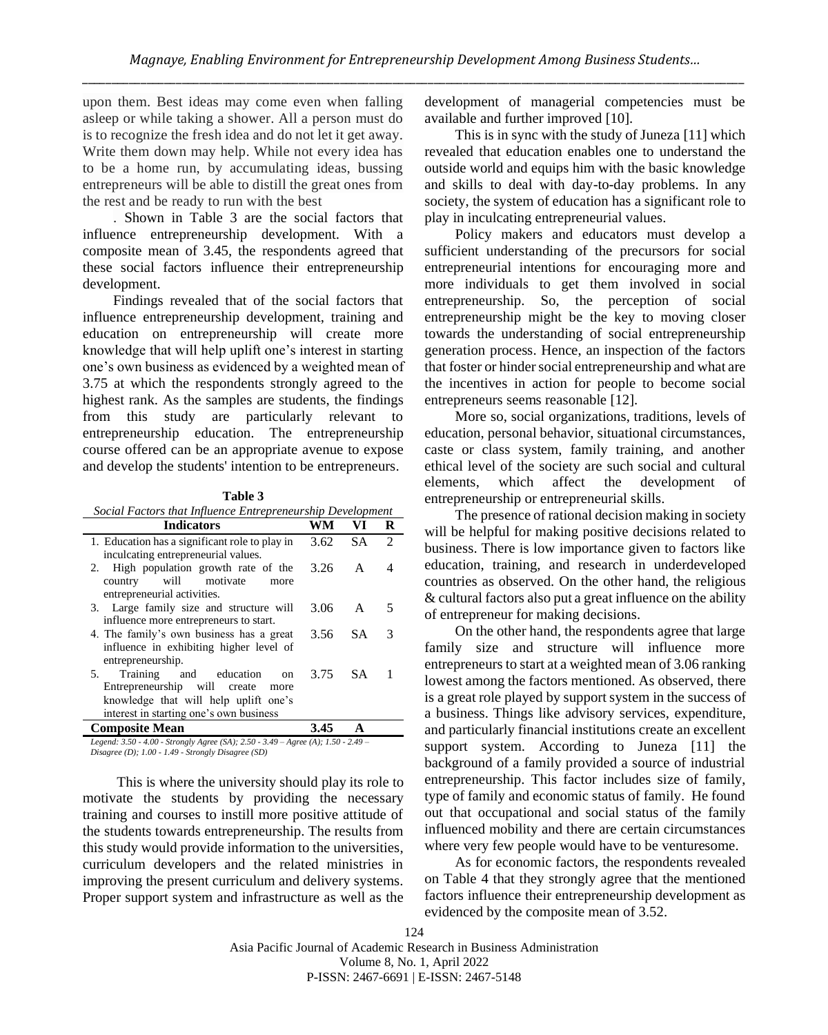upon them. Best ideas may come even when falling asleep or while taking a shower. All a person must do is to recognize the fresh idea and do not let it get away. Write them down may help. While not every idea has to be a home run, by accumulating ideas, bussing entrepreneurs will be able to distill the great ones from the rest and be ready to run with the best

. Shown in Table 3 are the social factors that influence entrepreneurship development. With a composite mean of 3.45, the respondents agreed that these social factors influence their entrepreneurship development.

Findings revealed that of the social factors that influence entrepreneurship development, training and education on entrepreneurship will create more knowledge that will help uplift one's interest in starting one's own business as evidenced by a weighted mean of 3.75 at which the respondents strongly agreed to the highest rank. As the samples are students, the findings from this study are particularly relevant to entrepreneurship education. The entrepreneurship course offered can be an appropriate avenue to expose and develop the students' intention to be entrepreneurs.

**Table 3**
*Social Factors that Influence Entrepreneurship Development*

| Indicators | WM | VI | R |
|---|---|---|---|
| 1. Education has a significant role to play in inculcating entrepreneurial values. | 3.62 | SA | 2 |
| 2. High population growth rate of the country will motivate more entrepreneurial activities. | 3.26 | A | 4 |
| 3. Large family size and structure will influence more entrepreneurs to start. | 3.06 | A | 5 |
| 4. The family's own business has a great influence in exhibiting higher level of entrepreneurship. | 3.56 | SA | 3 |
| 5. Training and education on Entrepreneurship will create more knowledge that will help uplift one's interest in starting one's own business | 3.75 | SA | 1 |
| **Composite Mean** | **3.45** | **A** | |

*Legend: 3.50 - 4.00 - Strongly Agree (SA); 2.50 - 3.49 – Agree (A); 1.50 - 2.49 – Disagree (D); 1.00 - 1.49 - Strongly Disagree (SD)*

This is where the university should play its role to motivate the students by providing the necessary training and courses to instill more positive attitude of the students towards entrepreneurship. The results from this study would provide information to the universities, curriculum developers and the related ministries in improving the present curriculum and delivery systems. Proper support system and infrastructure as well as the development of managerial competencies must be available and further improved [10].

This is in sync with the study of Juneza [11] which revealed that education enables one to understand the outside world and equips him with the basic knowledge and skills to deal with day-to-day problems. In any society, the system of education has a significant role to play in inculcating entrepreneurial values.

Policy makers and educators must develop a sufficient understanding of the precursors for social entrepreneurial intentions for encouraging more and more individuals to get them involved in social entrepreneurship. So, the perception of social entrepreneurship might be the key to moving closer towards the understanding of social entrepreneurship generation process. Hence, an inspection of the factors that foster or hinder social entrepreneurship and what are the incentives in action for people to become social entrepreneurs seems reasonable [12].

More so, social organizations, traditions, levels of education, personal behavior, situational circumstances, caste or class system, family training, and another ethical level of the society are such social and cultural elements, which affect the development of entrepreneurship or entrepreneurial skills.

The presence of rational decision making in society will be helpful for making positive decisions related to business. There is low importance given to factors like education, training, and research in underdeveloped countries as observed. On the other hand, the religious & cultural factors also put a great influence on the ability of entrepreneur for making decisions.

On the other hand, the respondents agree that large family size and structure will influence more entrepreneurs to start at a weighted mean of 3.06 ranking lowest among the factors mentioned. As observed, there is a great role played by support system in the success of a business. Things like advisory services, expenditure, and particularly financial institutions create an excellent support system. According to Juneza [11] the background of a family provided a source of industrial entrepreneurship. This factor includes size of family, type of family and economic status of family. He found out that occupational and social status of the family influenced mobility and there are certain circumstances where very few people would have to be venturesome.

As for economic factors, the respondents revealed on Table 4 that they strongly agree that the mentioned factors influence their entrepreneurship development as evidenced by the composite mean of 3.52.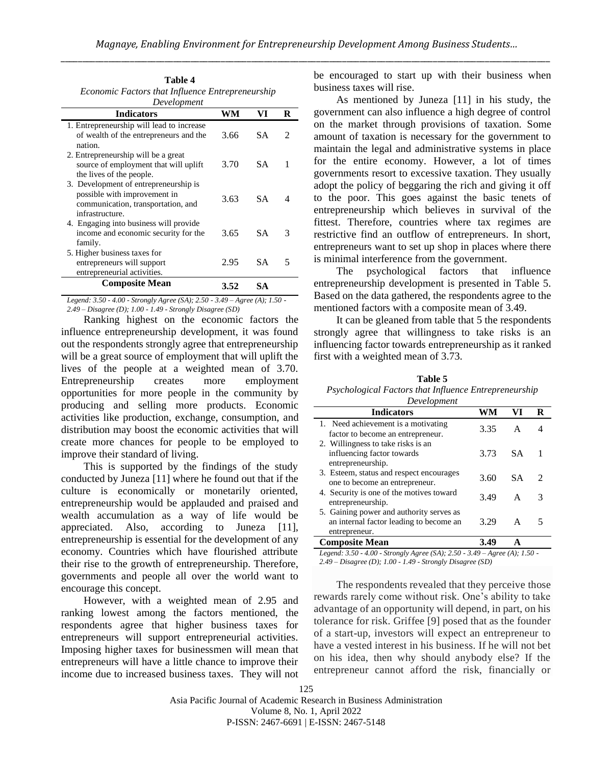**Table 4**
*Economic Factors that Influence Entrepreneurship Development*

| Indicators | WM | VI | R |
|---|---|---|---|
| 1. Entrepreneurship will lead to increase of wealth of the entrepreneurs and the nation. | 3.66 | SA | 2 |
| 2. Entrepreneurship will be a great source of employment that will uplift the lives of the people. | 3.70 | SA | 1 |
| 3. Development of entrepreneurship is possible with improvement in communication, transportation, and infrastructure. | 3.63 | SA | 4 |
| 4. Engaging into business will provide income and economic security for the family. | 3.65 | SA | 3 |
| 5. Higher business taxes for entrepreneurs will support entrepreneurial activities. | 2.95 | SA | 5 |
| **Composite Mean** | **3.52** | **SA** | |

*Legend: 3.50 - 4.00 - Strongly Agree (SA); 2.50 - 3.49 – Agree (A); 1.50 - 2.49 – Disagree (D); 1.00 - 1.49 - Strongly Disagree (SD)*

Ranking highest on the economic factors the influence entrepreneurship development, it was found out the respondents strongly agree that entrepreneurship will be a great source of employment that will uplift the lives of the people at a weighted mean of 3.70. Entrepreneurship creates more employment opportunities for more people in the community by producing and selling more products. Economic activities like production, exchange, consumption, and distribution may boost the economic activities that will create more chances for people to be employed to improve their standard of living.

This is supported by the findings of the study conducted by Juneza [11] where he found out that if the culture is economically or monetarily oriented, entrepreneurship would be applauded and praised and wealth accumulation as a way of life would be appreciated. Also, according to Juneza [11], entrepreneurship is essential for the development of any economy. Countries which have flourished attribute their rise to the growth of entrepreneurship. Therefore, governments and people all over the world want to encourage this concept.

However, with a weighted mean of 2.95 and ranking lowest among the factors mentioned, the respondents agree that higher business taxes for entrepreneurs will support entrepreneurial activities. Imposing higher taxes for businessmen will mean that entrepreneurs will have a little chance to improve their income due to increased business taxes. They will not be encouraged to start up with their business when business taxes will rise.

As mentioned by Juneza [11] in his study, the government can also influence a high degree of control on the market through provisions of taxation. Some amount of taxation is necessary for the government to maintain the legal and administrative systems in place for the entire economy. However, a lot of times governments resort to excessive taxation. They usually adopt the policy of beggaring the rich and giving it off to the poor. This goes against the basic tenets of entrepreneurship which believes in survival of the fittest. Therefore, countries where tax regimes are restrictive find an outflow of entrepreneurs. In short, entrepreneurs want to set up shop in places where there is minimal interference from the government.

The psychological factors that influence entrepreneurship development is presented in Table 5. Based on the data gathered, the respondents agree to the mentioned factors with a composite mean of 3.49.

It can be gleaned from table that 5 the respondents strongly agree that willingness to take risks is an influencing factor towards entrepreneurship as it ranked first with a weighted mean of 3.73.

**Table 5**
*Psychological Factors that Influence Entrepreneurship Development*

| Indicators | WM | VI | R |
|---|---|---|---|
| 1. Need achievement is a motivating factor to become an entrepreneur. | 3.35 | A | 4 |
| 2. Willingness to take risks is an influencing factor towards entrepreneurship. | 3.73 | SA | 1 |
| 3. Esteem, status and respect encourages one to become an entrepreneur. | 3.60 | SA | 2 |
| 4. Security is one of the motives toward entrepreneurship. | 3.49 | A | 3 |
| 5. Gaining power and authority serves as an internal factor leading to become an entrepreneur. | 3.29 | A | 5 |
| **Composite Mean** | **3.49** | **A** | |

*Legend: 3.50 - 4.00 - Strongly Agree (SA); 2.50 - 3.49 – Agree (A); 1.50 - 2.49 – Disagree (D); 1.00 - 1.49 - Strongly Disagree (SD)*

The respondents revealed that they perceive those rewards rarely come without risk. One's ability to take advantage of an opportunity will depend, in part, on his tolerance for risk. Griffee [9] posed that as the founder of a start-up, investors will expect an entrepreneur to have a vested interest in his business. If he will not bet on his idea, then why should anybody else? If the entrepreneur cannot afford the risk, financially or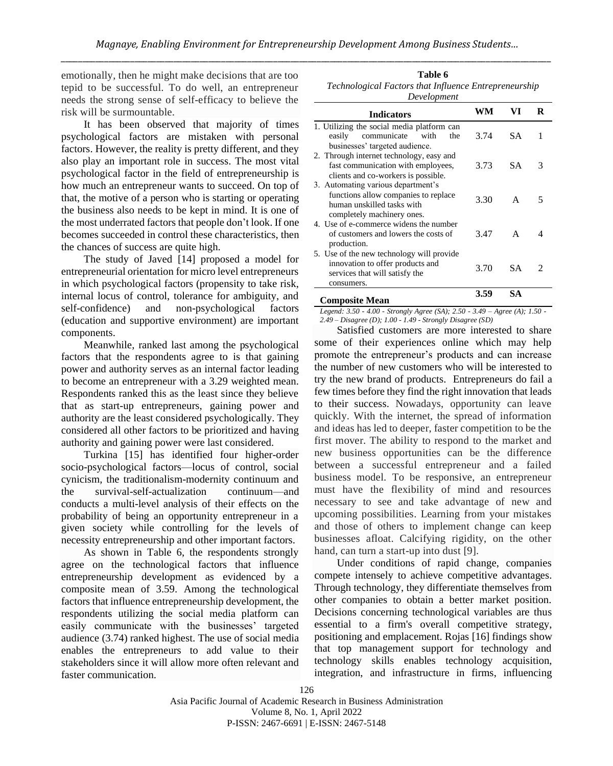emotionally, then he might make decisions that are too tepid to be successful. To do well, an entrepreneur needs the strong sense of self-efficacy to believe the risk will be surmountable.

It has been observed that majority of times psychological factors are mistaken with personal factors. However, the reality is pretty different, and they also play an important role in success. The most vital psychological factor in the field of entrepreneurship is how much an entrepreneur wants to succeed. On top of that, the motive of a person who is starting or operating the business also needs to be kept in mind. It is one of the most underrated factors that people don't look. If one becomes succeeded in control these characteristics, then the chances of success are quite high.

The study of Javed [14] proposed a model for entrepreneurial orientation for micro level entrepreneurs in which psychological factors (propensity to take risk, internal locus of control, tolerance for ambiguity, and self-confidence) and non-psychological factors (education and supportive environment) are important components.

Meanwhile, ranked last among the psychological factors that the respondents agree to is that gaining power and authority serves as an internal factor leading to become an entrepreneur with a 3.29 weighted mean. Respondents ranked this as the least since they believe that as start-up entrepreneurs, gaining power and authority are the least considered psychologically. They considered all other factors to be prioritized and having authority and gaining power were last considered.

Turkina [15] has identified four higher-order socio-psychological factors—locus of control, social cynicism, the traditionalism-modernity continuum and the survival-self-actualization continuum—and conducts a multi-level analysis of their effects on the probability of being an opportunity entrepreneur in a given society while controlling for the levels of necessity entrepreneurship and other important factors.

As shown in Table 6, the respondents strongly agree on the technological factors that influence entrepreneurship development as evidenced by a composite mean of 3.59. Among the technological factors that influence entrepreneurship development, the respondents utilizing the social media platform can easily communicate with the businesses' targeted audience (3.74) ranked highest. The use of social media enables the entrepreneurs to add value to their stakeholders since it will allow more often relevant and faster communication.

**Table 6**

*Technological Factors that Influence Entrepreneurship Development*

| Indicators | WM | VI | R |
|---|---|---|---|
| 1. Utilizing the social media platform can easily communicate with the businesses' targeted audience. | 3.74 | SA | 1 |
| 2. Through internet technology, easy and fast communication with employees, clients and co-workers is possible. | 3.73 | SA | 3 |
| 3. Automating various department's functions allow companies to replace human unskilled tasks with completely machinery ones. | 3.30 | A | 5 |
| 4. Use of e-commerce widens the number of customers and lowers the costs of production. | 3.47 | A | 4 |
| 5. Use of the new technology will provide innovation to offer products and services that will satisfy the consumers. | 3.70 | SA | 2 |
| **Composite Mean** | **3.59** | **SA** | |

*Legend: 3.50 - 4.00 - Strongly Agree (SA); 2.50 - 3.49 – Agree (A); 1.50 - 2.49 – Disagree (D); 1.00 - 1.49 - Strongly Disagree (SD)*

Satisfied customers are more interested to share some of their experiences online which may help promote the entrepreneur's products and can increase the number of new customers who will be interested to try the new brand of products. Entrepreneurs do fail a few times before they find the right innovation that leads to their success. Nowadays, opportunity can leave quickly. With the internet, the spread of information and ideas has led to deeper, faster competition to be the first mover. The ability to respond to the market and new business opportunities can be the difference between a successful entrepreneur and a failed business model. To be responsive, an entrepreneur must have the flexibility of mind and resources necessary to see and take advantage of new and upcoming possibilities. Learning from your mistakes and those of others to implement change can keep businesses afloat. Calcifying rigidity, on the other hand, can turn a start-up into dust [9].

Under conditions of rapid change, companies compete intensely to achieve competitive advantages. Through technology, they differentiate themselves from other companies to obtain a better market position. Decisions concerning technological variables are thus essential to a firm's overall competitive strategy, positioning and emplacement. Rojas [16] findings show that top management support for technology and technology skills enables technology acquisition, integration, and infrastructure in firms, influencing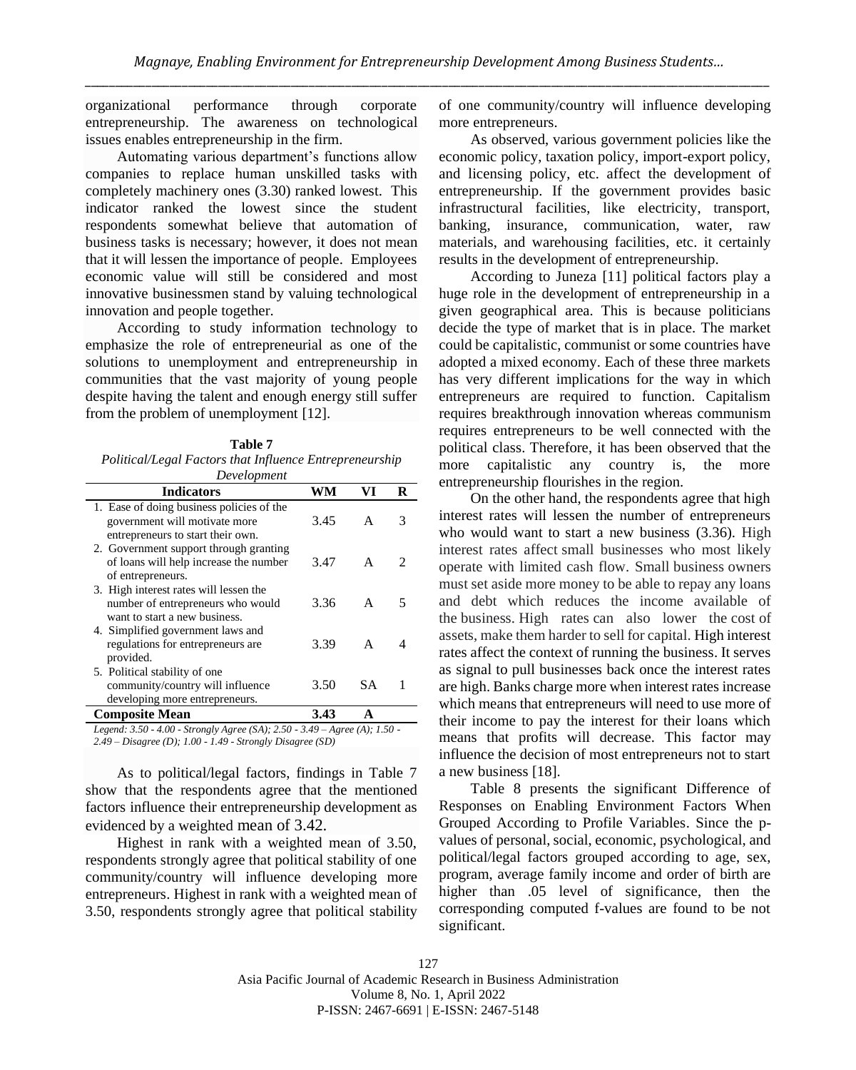organizational performance through corporate entrepreneurship. The awareness on technological issues enables entrepreneurship in the firm.

Automating various department's functions allow companies to replace human unskilled tasks with completely machinery ones (3.30) ranked lowest. This indicator ranked the lowest since the student respondents somewhat believe that automation of business tasks is necessary; however, it does not mean that it will lessen the importance of people. Employees economic value will still be considered and most innovative businessmen stand by valuing technological innovation and people together.

According to study information technology to emphasize the role of entrepreneurial as one of the solutions to unemployment and entrepreneurship in communities that the vast majority of young people despite having the talent and enough energy still suffer from the problem of unemployment [12].

**Table 7**
*Political/Legal Factors that Influence Entrepreneurship Development*

| Indicators | WM | VI | R |
|---|---|---|---|
| 1. Ease of doing business policies of the government will motivate more entrepreneurs to start their own. | 3.45 | A | 3 |
| 2. Government support through granting of loans will help increase the number of entrepreneurs. | 3.47 | A | 2 |
| 3. High interest rates will lessen the number of entrepreneurs who would want to start a new business. | 3.36 | A | 5 |
| 4. Simplified government laws and regulations for entrepreneurs are provided. | 3.39 | A | 4 |
| 5. Political stability of one community/country will influence developing more entrepreneurs. | 3.50 | SA | 1 |
| **Composite Mean** | **3.43** | **A** | |

*Legend: 3.50 - 4.00 - Strongly Agree (SA); 2.50 - 3.49 – Agree (A); 1.50 - 2.49 – Disagree (D); 1.00 - 1.49 - Strongly Disagree (SD)*

As to political/legal factors, findings in Table 7 show that the respondents agree that the mentioned factors influence their entrepreneurship development as evidenced by a weighted mean of 3.42.

Highest in rank with a weighted mean of 3.50, respondents strongly agree that political stability of one community/country will influence developing more entrepreneurs. Highest in rank with a weighted mean of 3.50, respondents strongly agree that political stability of one community/country will influence developing more entrepreneurs.

As observed, various government policies like the economic policy, taxation policy, import-export policy, and licensing policy, etc. affect the development of entrepreneurship. If the government provides basic infrastructural facilities, like electricity, transport, banking, insurance, communication, water, raw materials, and warehousing facilities, etc. it certainly results in the development of entrepreneurship.

According to Juneza [11] political factors play a huge role in the development of entrepreneurship in a given geographical area. This is because politicians decide the type of market that is in place. The market could be capitalistic, communist or some countries have adopted a mixed economy. Each of these three markets has very different implications for the way in which entrepreneurs are required to function. Capitalism requires breakthrough innovation whereas communism requires entrepreneurs to be well connected with the political class. Therefore, it has been observed that the more capitalistic any country is, the more entrepreneurship flourishes in the region.

On the other hand, the respondents agree that high interest rates will lessen the number of entrepreneurs who would want to start a new business (3.36). High interest rates affect small businesses who most likely operate with limited cash flow. Small business owners must set aside more money to be able to repay any loans and debt which reduces the income available of the business. High rates can also lower the cost of assets, make them harder to sell for capital. High interest rates affect the context of running the business. It serves as signal to pull businesses back once the interest rates are high. Banks charge more when interest rates increase which means that entrepreneurs will need to use more of their income to pay the interest for their loans which means that profits will decrease. This factor may influence the decision of most entrepreneurs not to start a new business [18].

Table 8 presents the significant Difference of Responses on Enabling Environment Factors When Grouped According to Profile Variables. Since the p-values of personal, social, economic, psychological, and political/legal factors grouped according to age, sex, program, average family income and order of birth are higher than .05 level of significance, then the corresponding computed f-values are found to be not significant.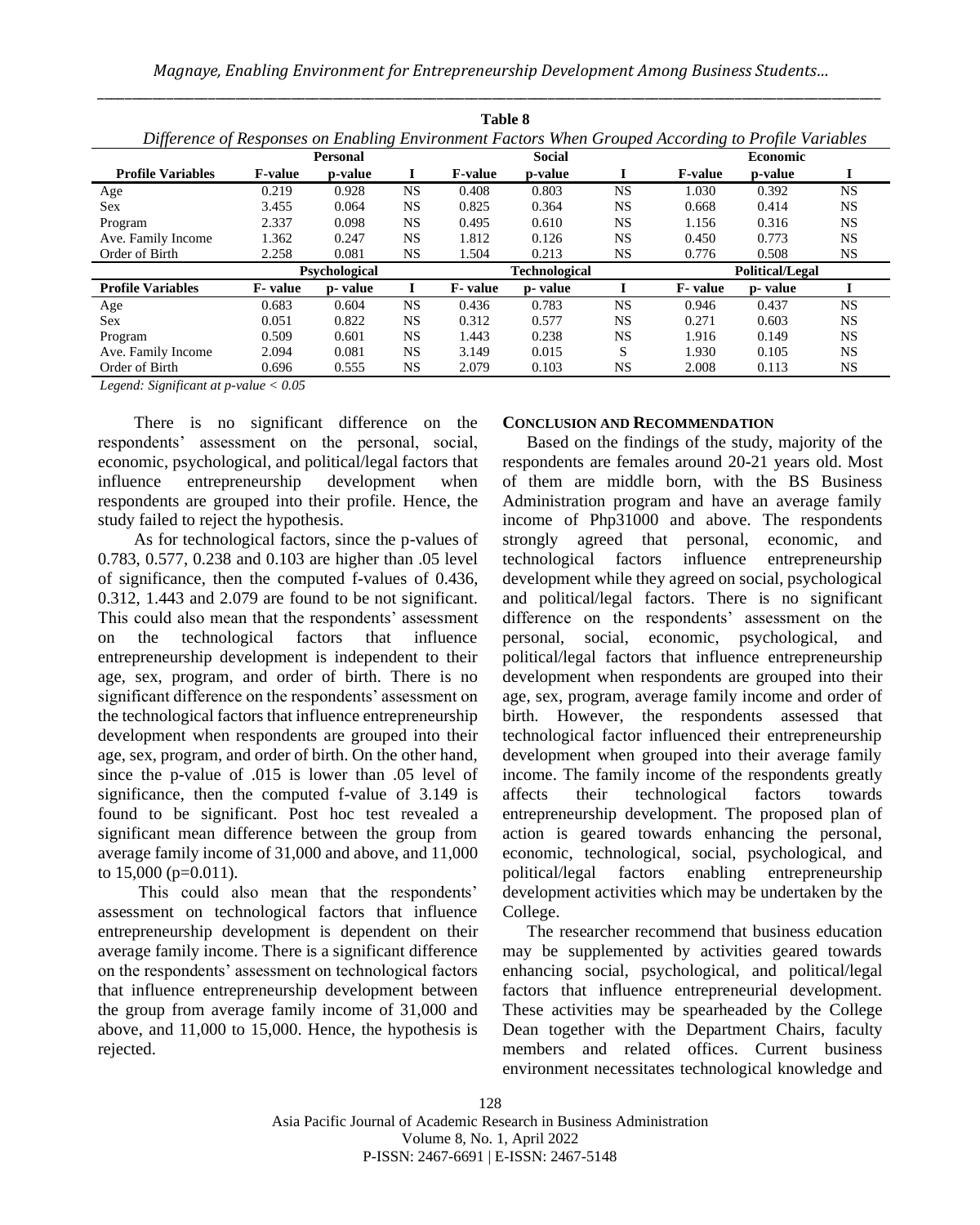**Table 8**

*Difference of Responses on Enabling Environment Factors When Grouped According to Profile Variables*

| | Personal | | | Social | | | Economic | | |
|---|---|---|---|---|---|---|---|---|---|
| **Profile Variables** | **F-value** | **p-value** | **I** | **F-value** | **p-value** | **I** | **F-value** | **p-value** | **I** |
| Age | 0.219 | 0.928 | NS | 0.408 | 0.803 | NS | 1.030 | 0.392 | NS |
| Sex | 3.455 | 0.064 | NS | 0.825 | 0.364 | NS | 0.668 | 0.414 | NS |
| Program | 2.337 | 0.098 | NS | 0.495 | 0.610 | NS | 1.156 | 0.316 | NS |
| Ave. Family Income | 1.362 | 0.247 | NS | 1.812 | 0.126 | NS | 0.450 | 0.773 | NS |
| Order of Birth | 2.258 | 0.081 | NS | 1.504 | 0.213 | NS | 0.776 | 0.508 | NS |
| | **Psychological** | | | **Technological** | | | **Political/Legal** | | |
| **Profile Variables** | **F- value** | **p- value** | **I** | **F- value** | **p- value** | **I** | **F- value** | **p- value** | **I** |
| Age | 0.683 | 0.604 | NS | 0.436 | 0.783 | NS | 0.946 | 0.437 | NS |
| Sex | 0.051 | 0.822 | NS | 0.312 | 0.577 | NS | 0.271 | 0.603 | NS |
| Program | 0.509 | 0.601 | NS | 1.443 | 0.238 | NS | 1.916 | 0.149 | NS |
| Ave. Family Income | 2.094 | 0.081 | NS | 3.149 | 0.015 | S | 1.930 | 0.105 | NS |
| Order of Birth | 0.696 | 0.555 | NS | 2.079 | 0.103 | NS | 2.008 | 0.113 | NS |

*Legend: Significant at p-value < 0.05*

There is no significant difference on the respondents' assessment on the personal, social, economic, psychological, and political/legal factors that influence entrepreneurship development when respondents are grouped into their profile. Hence, the study failed to reject the hypothesis.

As for technological factors, since the p-values of 0.783, 0.577, 0.238 and 0.103 are higher than .05 level of significance, then the computed f-values of 0.436, 0.312, 1.443 and 2.079 are found to be not significant. This could also mean that the respondents' assessment on the technological factors that influence entrepreneurship development is independent to their age, sex, program, and order of birth. There is no significant difference on the respondents' assessment on the technological factors that influence entrepreneurship development when respondents are grouped into their age, sex, program, and order of birth. On the other hand, since the p-value of .015 is lower than .05 level of significance, then the computed f-value of 3.149 is found to be significant. Post hoc test revealed a significant mean difference between the group from average family income of 31,000 and above, and 11,000 to 15,000 (p=0.011).

This could also mean that the respondents' assessment on technological factors that influence entrepreneurship development is dependent on their average family income. There is a significant difference on the respondents' assessment on technological factors that influence entrepreneurship development between the group from average family income of 31,000 and above, and 11,000 to 15,000. Hence, the hypothesis is rejected.

## CONCLUSION AND RECOMMENDATION

Based on the findings of the study, majority of the respondents are females around 20-21 years old. Most of them are middle born, with the BS Business Administration program and have an average family income of Php31000 and above. The respondents strongly agreed that personal, economic, and technological factors influence entrepreneurship development while they agreed on social, psychological and political/legal factors. There is no significant difference on the respondents' assessment on the personal, social, economic, psychological, and political/legal factors that influence entrepreneurship development when respondents are grouped into their age, sex, program, average family income and order of birth. However, the respondents assessed that technological factor influenced their entrepreneurship development when grouped into their average family income. The family income of the respondents greatly affects their technological factors towards entrepreneurship development. The proposed plan of action is geared towards enhancing the personal, economic, technological, social, psychological, and political/legal factors enabling entrepreneurship development activities which may be undertaken by the College.

The researcher recommend that business education may be supplemented by activities geared towards enhancing social, psychological, and political/legal factors that influence entrepreneurial development. These activities may be spearheaded by the College Dean together with the Department Chairs, faculty members and related offices. Current business environment necessitates technological knowledge and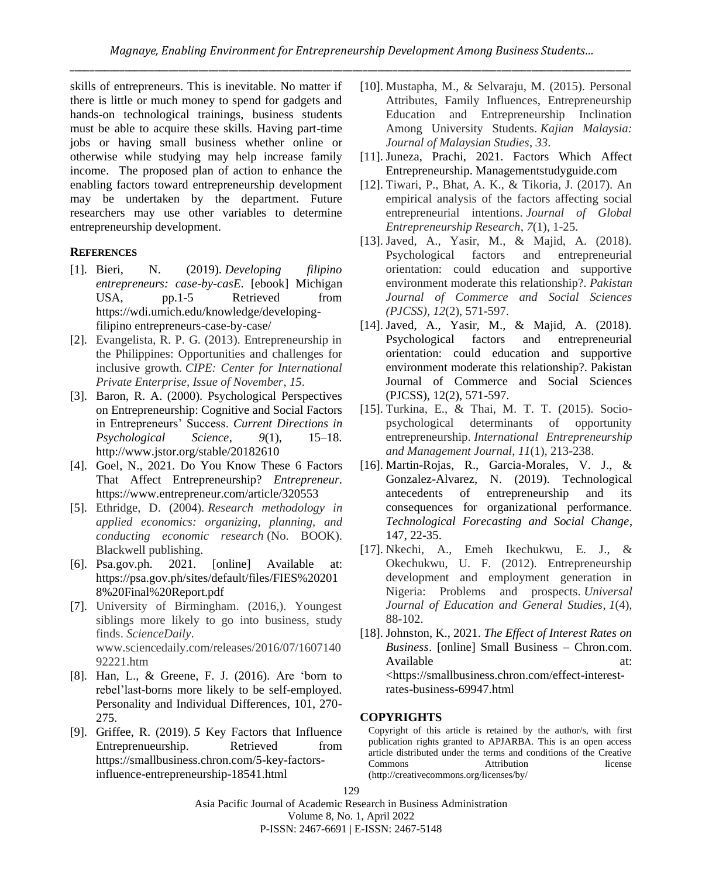skills of entrepreneurs. This is inevitable. No matter if there is little or much money to spend for gadgets and hands-on technological trainings, business students must be able to acquire these skills. Having part-time jobs or having small business whether online or otherwise while studying may help increase family income. The proposed plan of action to enhance the enabling factors toward entrepreneurship development may be undertaken by the department. Future researchers may use other variables to determine entrepreneurship development.

## REFERENCES

[1]. Bieri, N. (2019). *Developing filipino entrepreneurs: case-by-casE*. [ebook] Michigan USA, pp.1-5 Retrieved from https://wdi.umich.edu/knowledge/developing-filipino entrepreneurs-case-by-case/

[2]. Evangelista, R. P. G. (2013). Entrepreneurship in the Philippines: Opportunities and challenges for inclusive growth. *CIPE: Center for International Private Enterprise, Issue of November*, *15*.

[3]. Baron, R. A. (2000). Psychological Perspectives on Entrepreneurship: Cognitive and Social Factors in Entrepreneurs' Success. *Current Directions in Psychological Science*, *9*(1), 15–18. http://www.jstor.org/stable/20182610

[4]. Goel, N., 2021. Do You Know These 6 Factors That Affect Entrepreneurship? *Entrepreneur*. https://www.entrepreneur.com/article/320553

[5]. Ethridge, D. (2004). *Research methodology in applied economics: organizing, planning, and conducting economic research* (No. BOOK). Blackwell publishing.

[6]. Psa.gov.ph. 2021. [online] Available at: https://psa.gov.ph/sites/default/files/FIES%202018%20Final%20Report.pdf

[7]. University of Birmingham. (2016,). Youngest siblings more likely to go into business, study finds. *ScienceDaily*. www.sciencedaily.com/releases/2016/07/160714092221.htm

[8]. Han, L., & Greene, F. J. (2016). Are 'born to rebel'last-borns more likely to be self-employed. Personality and Individual Differences, 101, 270-275.

[9]. Griffee, R. (2019). *5* Key Factors that Influence Entreprenueurship. Retrieved from https://smallbusiness.chron.com/5-key-factors-influence-entrepreneurship-18541.html

[10]. Mustapha, M., & Selvaraju, M. (2015). Personal Attributes, Family Influences, Entrepreneurship Education and Entrepreneurship Inclination Among University Students. *Kajian Malaysia: Journal of Malaysian Studies*, *33*.

[11]. Juneza, Prachi, 2021. Factors Which Affect Entrepreneurship. Managementstudyguide.com

[12]. Tiwari, P., Bhat, A. K., & Tikoria, J. (2017). An empirical analysis of the factors affecting social entrepreneurial intentions. *Journal of Global Entrepreneurship Research*, *7*(1), 1-25.

[13]. Javed, A., Yasir, M., & Majid, A. (2018). Psychological factors and entrepreneurial orientation: could education and supportive environment moderate this relationship?. *Pakistan Journal of Commerce and Social Sciences (PJCSS)*, *12*(2), 571-597.

[14]. Javed, A., Yasir, M., & Majid, A. (2018). Psychological factors and entrepreneurial orientation: could education and supportive environment moderate this relationship?. Pakistan Journal of Commerce and Social Sciences (PJCSS), 12(2), 571-597.

[15]. Turkina, E., & Thai, M. T. T. (2015). Socio-psychological determinants of opportunity entrepreneurship. *International Entrepreneurship and Management Journal*, *11*(1), 213-238.

[16]. Martin-Rojas, R., Garcia-Morales, V. J., & Gonzalez-Alvarez, N. (2019). Technological antecedents of entrepreneurship and its consequences for organizational performance. *Technological Forecasting and Social Change*, 147, 22-35.

[17]. Nkechi, A., Emeh Ikechukwu, E. J., & Okechukwu, U. F. (2012). Entrepreneurship development and employment generation in Nigeria: Problems and prospects. *Universal Journal of Education and General Studies*, *1*(4), 88-102.

[18]. Johnston, K., 2021. *The Effect of Interest Rates on Business*. [online] Small Business – Chron.com. Available at: <https://smallbusiness.chron.com/effect-interest-rates-business-69947.html

## COPYRIGHTS

Copyright of this article is retained by the author/s, with first publication rights granted to APJARBA. This is an open access article distributed under the terms and conditions of the Creative Commons Attribution license (http://creativecommons.org/licenses/by/